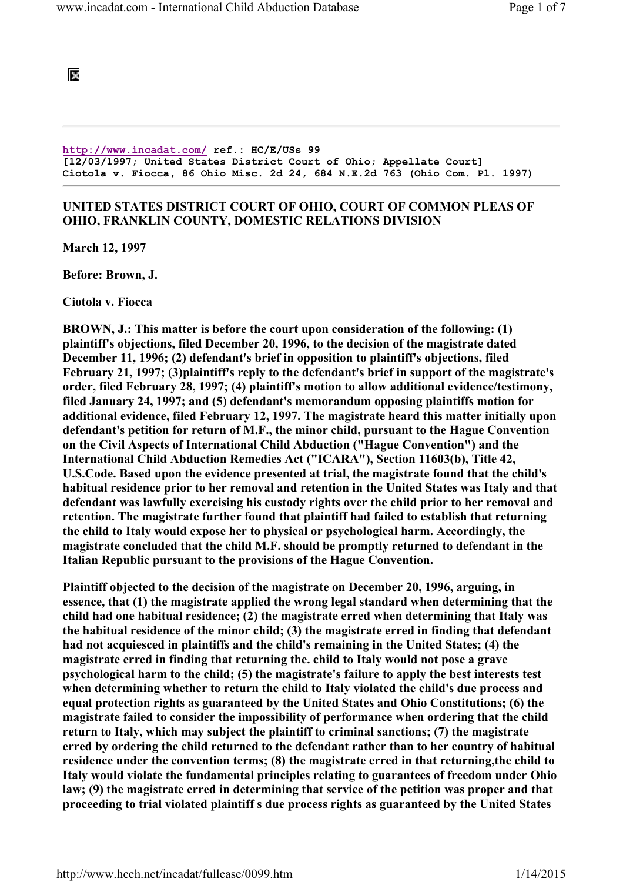http://www.incadat.com/ ref.: HC/E/USs 99
[12/03/1997; United States District Court of Ohio; Appellate Court]
Ciotola v. Fiocca, 86 Ohio Misc. 2d 24, 684 N.E.2d 763 (Ohio Com. Pl. 1997)

---

**UNITED STATES DISTRICT COURT OF OHIO, COURT OF COMMON PLEAS OF OHIO, FRANKLIN COUNTY, DOMESTIC RELATIONS DIVISION**

**March 12, 1997**

**Before: Brown, J.**

**Ciotola v. Fiocca**

**BROWN, J.: This matter is before the court upon consideration of the following: (1) plaintiff's objections, filed December 20, 1996, to the decision of the magistrate dated December 11, 1996; (2) defendant's brief in opposition to plaintiff's objections, filed February 21, 1997; (3)plaintiff's reply to the defendant's brief in support of the magistrate's order, filed February 28, 1997; (4) plaintiff's motion to allow additional evidence/testimony, filed January 24, 1997; and (5) defendant's memorandum opposing plaintiffs motion for additional evidence, filed February 12, 1997. The magistrate heard this matter initially upon defendant's petition for return of M.F., the minor child, pursuant to the Hague Convention on the Civil Aspects of International Child Abduction ("Hague Convention") and the International Child Abduction Remedies Act ("ICARA"), Section 11603(b), Title 42, U.S.Code. Based upon the evidence presented at trial, the magistrate found that the child's habitual residence prior to her removal and retention in the United States was Italy and that defendant was lawfully exercising his custody rights over the child prior to her removal and retention. The magistrate further found that plaintiff had failed to establish that returning the child to Italy would expose her to physical or psychological harm. Accordingly, the magistrate concluded that the child M.F. should be promptly returned to defendant in the Italian Republic pursuant to the provisions of the Hague Convention.**

**Plaintiff objected to the decision of the magistrate on December 20, 1996, arguing, in essence, that (1) the magistrate applied the wrong legal standard when determining that the child had one habitual residence; (2) the magistrate erred when determining that Italy was the habitual residence of the minor child; (3) the magistrate erred in finding that defendant had not acquiesced in plaintiffs and the child's remaining in the United States; (4) the magistrate erred in finding that returning the. child to Italy would not pose a grave psychological harm to the child; (5) the magistrate's failure to apply the best interests test when determining whether to return the child to Italy violated the child's due process and equal protection rights as guaranteed by the United States and Ohio Constitutions; (6) the magistrate failed to consider the impossibility of performance when ordering that the child return to Italy, which may subject the plaintiff to criminal sanctions; (7) the magistrate erred by ordering the child returned to the defendant rather than to her country of habitual residence under the convention terms; (8) the magistrate erred in that returning,the child to Italy would violate the fundamental principles relating to guarantees of freedom under Ohio law; (9) the magistrate erred in determining that service of the petition was proper and that proceeding to trial violated plaintiff s due process rights as guaranteed by the United States**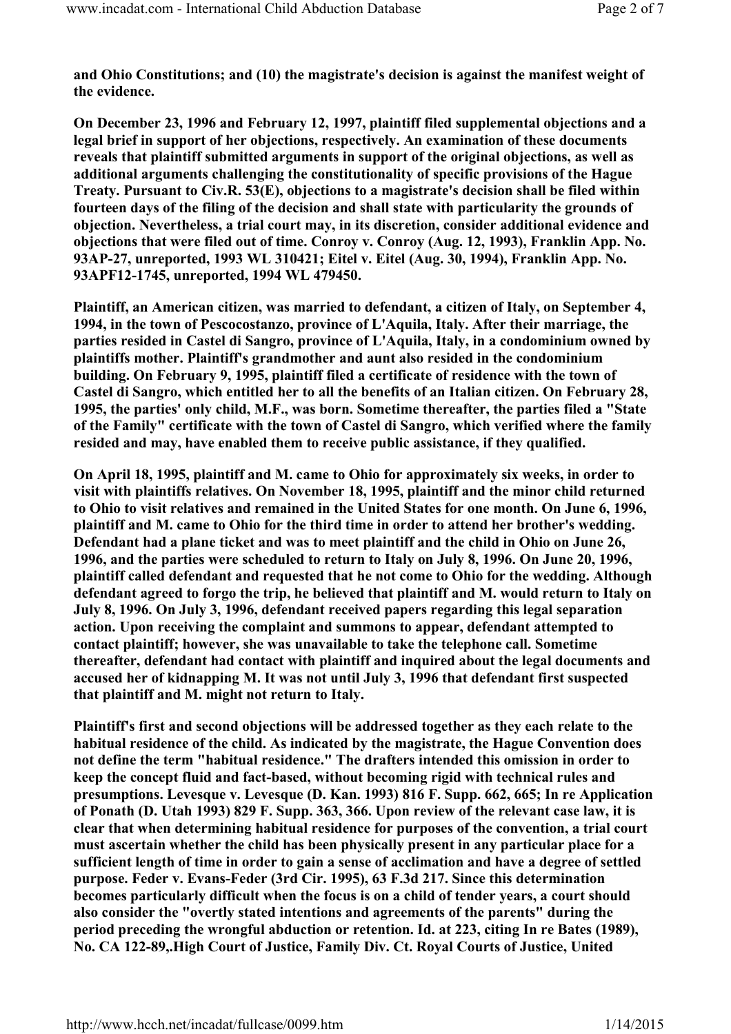and Ohio Constitutions; and (10) the magistrate's decision is against the manifest weight of the evidence.

On December 23, 1996 and February 12, 1997, plaintiff filed supplemental objections and a legal brief in support of her objections, respectively. An examination of these documents reveals that plaintiff submitted arguments in support of the original objections, as well as additional arguments challenging the constitutionality of specific provisions of the Hague Treaty. Pursuant to Civ.R. 53(E), objections to a magistrate's decision shall be filed within fourteen days of the filing of the decision and shall state with particularity the grounds of objection. Nevertheless, a trial court may, in its discretion, consider additional evidence and objections that were filed out of time. Conroy v. Conroy (Aug. 12, 1993), Franklin App. No. 93AP-27, unreported, 1993 WL 310421; Eitel v. Eitel (Aug. 30, 1994), Franklin App. No. 93APF12-1745, unreported, 1994 WL 479450.

Plaintiff, an American citizen, was married to defendant, a citizen of Italy, on September 4, 1994, in the town of Pescocostanzo, province of L'Aquila, Italy. After their marriage, the parties resided in Castel di Sangro, province of L'Aquila, Italy, in a condominium owned by plaintiffs mother. Plaintiff's grandmother and aunt also resided in the condominium building. On February 9, 1995, plaintiff filed a certificate of residence with the town of Castel di Sangro, which entitled her to all the benefits of an Italian citizen. On February 28, 1995, the parties' only child, M.F., was born. Sometime thereafter, the parties filed a "State of the Family" certificate with the town of Castel di Sangro, which verified where the family resided and may, have enabled them to receive public assistance, if they qualified.

On April 18, 1995, plaintiff and M. came to Ohio for approximately six weeks, in order to visit with plaintiffs relatives. On November 18, 1995, plaintiff and the minor child returned to Ohio to visit relatives and remained in the United States for one month. On June 6, 1996, plaintiff and M. came to Ohio for the third time in order to attend her brother's wedding. Defendant had a plane ticket and was to meet plaintiff and the child in Ohio on June 26, 1996, and the parties were scheduled to return to Italy on July 8, 1996. On June 20, 1996, plaintiff called defendant and requested that he not come to Ohio for the wedding. Although defendant agreed to forgo the trip, he believed that plaintiff and M. would return to Italy on July 8, 1996. On July 3, 1996, defendant received papers regarding this legal separation action. Upon receiving the complaint and summons to appear, defendant attempted to contact plaintiff; however, she was unavailable to take the telephone call. Sometime thereafter, defendant had contact with plaintiff and inquired about the legal documents and accused her of kidnapping M. It was not until July 3, 1996 that defendant first suspected that plaintiff and M. might not return to Italy.

Plaintiff's first and second objections will be addressed together as they each relate to the habitual residence of the child. As indicated by the magistrate, the Hague Convention does not define the term "habitual residence." The drafters intended this omission in order to keep the concept fluid and fact-based, without becoming rigid with technical rules and presumptions. Levesque v. Levesque (D. Kan. 1993) 816 F. Supp. 662, 665; In re Application of Ponath (D. Utah 1993) 829 F. Supp. 363, 366. Upon review of the relevant case law, it is clear that when determining habitual residence for purposes of the convention, a trial court must ascertain whether the child has been physically present in any particular place for a sufficient length of time in order to gain a sense of acclimation and have a degree of settled purpose. Feder v. Evans-Feder (3rd Cir. 1995), 63 F.3d 217. Since this determination becomes particularly difficult when the focus is on a child of tender years, a court should also consider the "overtly stated intentions and agreements of the parents" during the period preceding the wrongful abduction or retention. Id. at 223, citing In re Bates (1989), No. CA 122-89,.High Court of Justice, Family Div. Ct. Royal Courts of Justice, United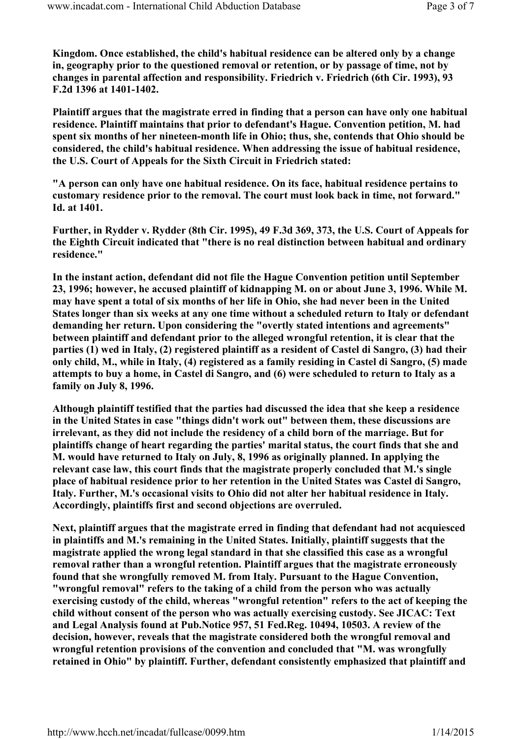**Kingdom. Once established, the child's habitual residence can be altered only by a change in, geography prior to the questioned removal or retention, or by passage of time, not by changes in parental affection and responsibility. Friedrich v. Friedrich (6th Cir. 1993), 93 F.2d 1396 at 1401-1402.**

**Plaintiff argues that the magistrate erred in finding that a person can have only one habitual residence. Plaintiff maintains that prior to defendant's Hague. Convention petition, M. had spent six months of her nineteen-month life in Ohio; thus, she, contends that Ohio should be considered, the child's habitual residence. When addressing the issue of habitual residence, the U.S. Court of Appeals for the Sixth Circuit in Friedrich stated:**

**"A person can only have one habitual residence. On its face, habitual residence pertains to customary residence prior to the removal. The court must look back in time, not forward." Id. at 1401.**

**Further, in Rydder v. Rydder (8th Cir. 1995), 49 F.3d 369, 373, the U.S. Court of Appeals for the Eighth Circuit indicated that "there is no real distinction between habitual and ordinary residence."**

**In the instant action, defendant did not file the Hague Convention petition until September 23, 1996; however, he accused plaintiff of kidnapping M. on or about June 3, 1996. While M. may have spent a total of six months of her life in Ohio, she had never been in the United States longer than six weeks at any one time without a scheduled return to Italy or defendant demanding her return. Upon considering the "overtly stated intentions and agreements" between plaintiff and defendant prior to the alleged wrongful retention, it is clear that the parties (1) wed in Italy, (2) registered plaintiff as a resident of Castel di Sangro, (3) had their only child, M., while in Italy, (4) registered as a family residing in Castel di Sangro, (5) made attempts to buy a home, in Castel di Sangro, and (6) were scheduled to return to Italy as a family on July 8, 1996.**

**Although plaintiff testified that the parties had discussed the idea that she keep a residence in the United States in case "things didn't work out" between them, these discussions are irrelevant, as they did not include the residency of a child born of the marriage. But for plaintiffs change of heart regarding the parties' marital status, the court finds that she and M. would have returned to Italy on July, 8, 1996 as originally planned. In applying the relevant case law, this court finds that the magistrate properly concluded that M.'s single place of habitual residence prior to her retention in the United States was Castel di Sangro, Italy. Further, M.'s occasional visits to Ohio did not alter her habitual residence in Italy. Accordingly, plaintiffs first and second objections are overruled.**

**Next, plaintiff argues that the magistrate erred in finding that defendant had not acquiesced in plaintiffs and M.'s remaining in the United States. Initially, plaintiff suggests that the magistrate applied the wrong legal standard in that she classified this case as a wrongful removal rather than a wrongful retention. Plaintiff argues that the magistrate erroneously found that she wrongfully removed M. from Italy. Pursuant to the Hague Convention, "wrongful removal" refers to the taking of a child from the person who was actually exercising custody of the child, whereas "wrongful retention" refers to the act of keeping the child without consent of the person who was actually exercising custody. See JICAC: Text and Legal Analysis found at Pub.Notice 957, 51 Fed.Reg. 10494, 10503. A review of the decision, however, reveals that the magistrate considered both the wrongful removal and wrongful retention provisions of the convention and concluded that "M. was wrongfully retained in Ohio" by plaintiff. Further, defendant consistently emphasized that plaintiff and**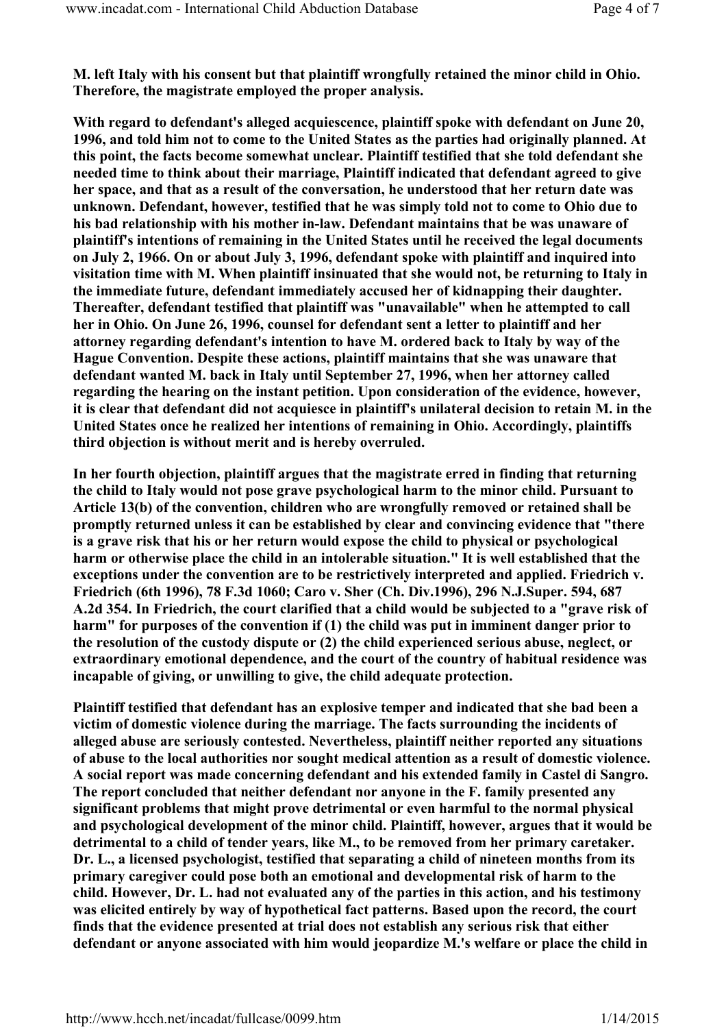**M. left Italy with his consent but that plaintiff wrongfully retained the minor child in Ohio. Therefore, the magistrate employed the proper analysis.**

**With regard to defendant's alleged acquiescence, plaintiff spoke with defendant on June 20, 1996, and told him not to come to the United States as the parties had originally planned. At this point, the facts become somewhat unclear. Plaintiff testified that she told defendant she needed time to think about their marriage, Plaintiff indicated that defendant agreed to give her space, and that as a result of the conversation, he understood that her return date was unknown. Defendant, however, testified that he was simply told not to come to Ohio due to his bad relationship with his mother in-law. Defendant maintains that be was unaware of plaintiff's intentions of remaining in the United States until he received the legal documents on July 2, 1966. On or about July 3, 1996, defendant spoke with plaintiff and inquired into visitation time with M. When plaintiff insinuated that she would not, be returning to Italy in the immediate future, defendant immediately accused her of kidnapping their daughter. Thereafter, defendant testified that plaintiff was "unavailable" when he attempted to call her in Ohio. On June 26, 1996, counsel for defendant sent a letter to plaintiff and her attorney regarding defendant's intention to have M. ordered back to Italy by way of the Hague Convention. Despite these actions, plaintiff maintains that she was unaware that defendant wanted M. back in Italy until September 27, 1996, when her attorney called regarding the hearing on the instant petition. Upon consideration of the evidence, however, it is clear that defendant did not acquiesce in plaintiff's unilateral decision to retain M. in the United States once he realized her intentions of remaining in Ohio. Accordingly, plaintiffs third objection is without merit and is hereby overruled.**

**In her fourth objection, plaintiff argues that the magistrate erred in finding that returning the child to Italy would not pose grave psychological harm to the minor child. Pursuant to Article 13(b) of the convention, children who are wrongfully removed or retained shall be promptly returned unless it can be established by clear and convincing evidence that "there is a grave risk that his or her return would expose the child to physical or psychological harm or otherwise place the child in an intolerable situation." It is well established that the exceptions under the convention are to be restrictively interpreted and applied. Friedrich v. Friedrich (6th 1996), 78 F.3d 1060; Caro v. Sher (Ch. Div.1996), 296 N.J.Super. 594, 687 A.2d 354. In Friedrich, the court clarified that a child would be subjected to a "grave risk of harm" for purposes of the convention if (1) the child was put in imminent danger prior to the resolution of the custody dispute or (2) the child experienced serious abuse, neglect, or extraordinary emotional dependence, and the court of the country of habitual residence was incapable of giving, or unwilling to give, the child adequate protection.**

**Plaintiff testified that defendant has an explosive temper and indicated that she bad been a victim of domestic violence during the marriage. The facts surrounding the incidents of alleged abuse are seriously contested. Nevertheless, plaintiff neither reported any situations of abuse to the local authorities nor sought medical attention as a result of domestic violence. A social report was made concerning defendant and his extended family in Castel di Sangro. The report concluded that neither defendant nor anyone in the F. family presented any significant problems that might prove detrimental or even harmful to the normal physical and psychological development of the minor child. Plaintiff, however, argues that it would be detrimental to a child of tender years, like M., to be removed from her primary caretaker. Dr. L., a licensed psychologist, testified that separating a child of nineteen months from its primary caregiver could pose both an emotional and developmental risk of harm to the child. However, Dr. L. had not evaluated any of the parties in this action, and his testimony was elicited entirely by way of hypothetical fact patterns. Based upon the record, the court finds that the evidence presented at trial does not establish any serious risk that either defendant or anyone associated with him would jeopardize M.'s welfare or place the child in**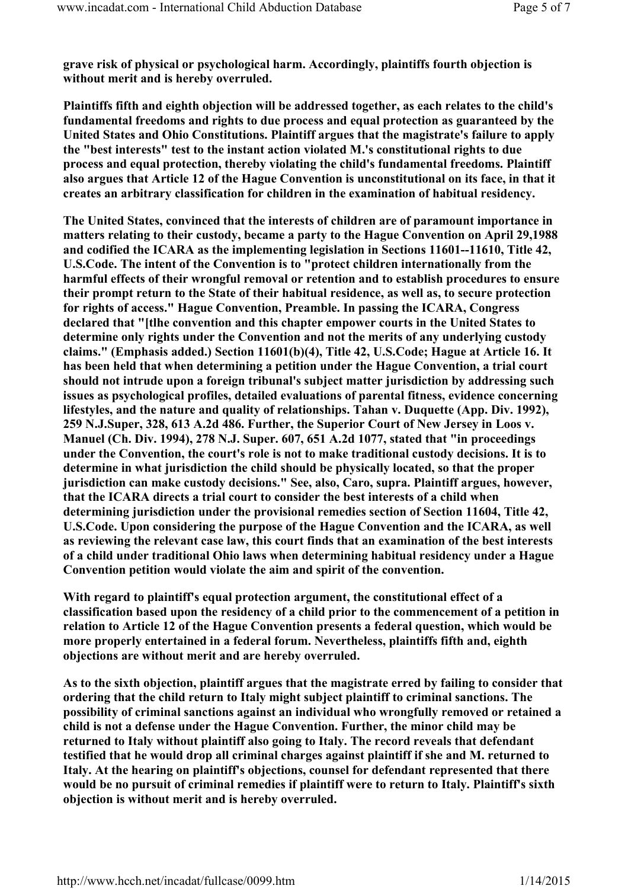**grave risk of physical or psychological harm. Accordingly, plaintiffs fourth objection is without merit and is hereby overruled.**

**Plaintiffs fifth and eighth objection will be addressed together, as each relates to the child's fundamental freedoms and rights to due process and equal protection as guaranteed by the United States and Ohio Constitutions. Plaintiff argues that the magistrate's failure to apply the "best interests" test to the instant action violated M.'s constitutional rights to due process and equal protection, thereby violating the child's fundamental freedoms. Plaintiff also argues that Article 12 of the Hague Convention is unconstitutional on its face, in that it creates an arbitrary classification for children in the examination of habitual residency.**

**The United States, convinced that the interests of children are of paramount importance in matters relating to their custody, became a party to the Hague Convention on April 29,1988 and codified the ICARA as the implementing legislation in Sections 11601--11610, Title 42, U.S.Code. The intent of the Convention is to "protect children internationally from the harmful effects of their wrongful removal or retention and to establish procedures to ensure their prompt return to the State of their habitual residence, as well as, to secure protection for rights of access." Hague Convention, Preamble. In passing the ICARA, Congress declared that "[tlhe convention and this chapter empower courts in the United States to determine only rights under the Convention and not the merits of any underlying custody claims." (Emphasis added.) Section 11601(b)(4), Title 42, U.S.Code; Hague at Article 16. It has been held that when determining a petition under the Hague Convention, a trial court should not intrude upon a foreign tribunal's subject matter jurisdiction by addressing such issues as psychological profiles, detailed evaluations of parental fitness, evidence concerning lifestyles, and the nature and quality of relationships. Tahan v. Duquette (App. Div. 1992), 259 N.J.Super, 328, 613 A.2d 486. Further, the Superior Court of New Jersey in Loos v. Manuel (Ch. Div. 1994), 278 N.J. Super. 607, 651 A.2d 1077, stated that "in proceedings under the Convention, the court's role is not to make traditional custody decisions. It is to determine in what jurisdiction the child should be physically located, so that the proper jurisdiction can make custody decisions." See, also, Caro, supra. Plaintiff argues, however, that the ICARA directs a trial court to consider the best interests of a child when determining jurisdiction under the provisional remedies section of Section 11604, Title 42, U.S.Code. Upon considering the purpose of the Hague Convention and the ICARA, as well as reviewing the relevant case law, this court finds that an examination of the best interests of a child under traditional Ohio laws when determining habitual residency under a Hague Convention petition would violate the aim and spirit of the convention.**

**With regard to plaintiff's equal protection argument, the constitutional effect of a classification based upon the residency of a child prior to the commencement of a petition in relation to Article 12 of the Hague Convention presents a federal question, which would be more properly entertained in a federal forum. Nevertheless, plaintiffs fifth and, eighth objections are without merit and are hereby overruled.**

**As to the sixth objection, plaintiff argues that the magistrate erred by failing to consider that ordering that the child return to Italy might subject plaintiff to criminal sanctions. The possibility of criminal sanctions against an individual who wrongfully removed or retained a child is not a defense under the Hague Convention. Further, the minor child may be returned to Italy without plaintiff also going to Italy. The record reveals that defendant testified that he would drop all criminal charges against plaintiff if she and M. returned to Italy. At the hearing on plaintiff's objections, counsel for defendant represented that there would be no pursuit of criminal remedies if plaintiff were to return to Italy. Plaintiff's sixth objection is without merit and is hereby overruled.**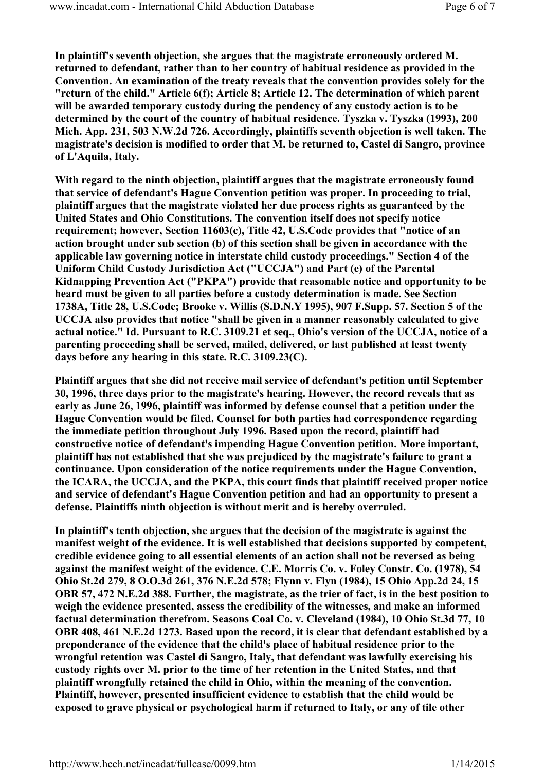**In plaintiff's seventh objection, she argues that the magistrate erroneously ordered M. returned to defendant, rather than to her country of habitual residence as provided in the Convention. An examination of the treaty reveals that the convention provides solely for the "return of the child." Article 6(f); Article 8; Article 12. The determination of which parent will be awarded temporary custody during the pendency of any custody action is to be determined by the court of the country of habitual residence. Tyszka v. Tyszka (1993), 200 Mich. App. 231, 503 N.W.2d 726. Accordingly, plaintiffs seventh objection is well taken. The magistrate's decision is modified to order that M. be returned to, Castel di Sangro, province of L'Aquila, Italy.**

**With regard to the ninth objection, plaintiff argues that the magistrate erroneously found that service of defendant's Hague Convention petition was proper. In proceeding to trial, plaintiff argues that the magistrate violated her due process rights as guaranteed by the United States and Ohio Constitutions. The convention itself does not specify notice requirement; however, Section 11603(c), Title 42, U.S.Code provides that "notice of an action brought under sub section (b) of this section shall be given in accordance with the applicable law governing notice in interstate child custody proceedings." Section 4 of the Uniform Child Custody Jurisdiction Act ("UCCJA") and Part (e) of the Parental Kidnapping Prevention Act ("PKPA") provide that reasonable notice and opportunity to be heard must be given to all parties before a custody determination is made. See Section 1738A, Title 28, U.S.Code; Brooke v. Willis (S.D.N.Y 1995), 907 F.Supp. 57. Section 5 of the UCCJA also provides that notice "shall be given in a manner reasonably calculated to give actual notice." Id. Pursuant to R.C. 3109.21 et seq., Ohio's version of the UCCJA, notice of a parenting proceeding shall be served, mailed, delivered, or last published at least twenty days before any hearing in this state. R.C. 3109.23(C).**

**Plaintiff argues that she did not receive mail service of defendant's petition until September 30, 1996, three days prior to the magistrate's hearing. However, the record reveals that as early as June 26, 1996, plaintiff was informed by defense counsel that a petition under the Hague Convention would be filed. Counsel for both parties had correspondence regarding the immediate petition throughout July 1996. Based upon the record, plaintiff had constructive notice of defendant's impending Hague Convention petition. More important, plaintiff has not established that she was prejudiced by the magistrate's failure to grant a continuance. Upon consideration of the notice requirements under the Hague Convention, the ICARA, the UCCJA, and the PKPA, this court finds that plaintiff received proper notice and service of defendant's Hague Convention petition and had an opportunity to present a defense. Plaintiffs ninth objection is without merit and is hereby overruled.**

**In plaintiff's tenth objection, she argues that the decision of the magistrate is against the manifest weight of the evidence. It is well established that decisions supported by competent, credible evidence going to all essential elements of an action shall not be reversed as being against the manifest weight of the evidence. C.E. Morris Co. v. Foley Constr. Co. (1978), 54 Ohio St.2d 279, 8 O.O.3d 261, 376 N.E.2d 578; Flynn v. Flyn (1984), 15 Ohio App.2d 24, 15 OBR 57, 472 N.E.2d 388. Further, the magistrate, as the trier of fact, is in the best position to weigh the evidence presented, assess the credibility of the witnesses, and make an informed factual determination therefrom. Seasons Coal Co. v. Cleveland (1984), 10 Ohio St.3d 77, 10 OBR 408, 461 N.E.2d 1273. Based upon the record, it is clear that defendant established by a preponderance of the evidence that the child's place of habitual residence prior to the wrongful retention was Castel di Sangro, Italy, that defendant was lawfully exercising his custody rights over M. prior to the time of her retention in the United States, and that plaintiff wrongfully retained the child in Ohio, within the meaning of the convention. Plaintiff, however, presented insufficient evidence to establish that the child would be exposed to grave physical or psychological harm if returned to Italy, or any of tile other**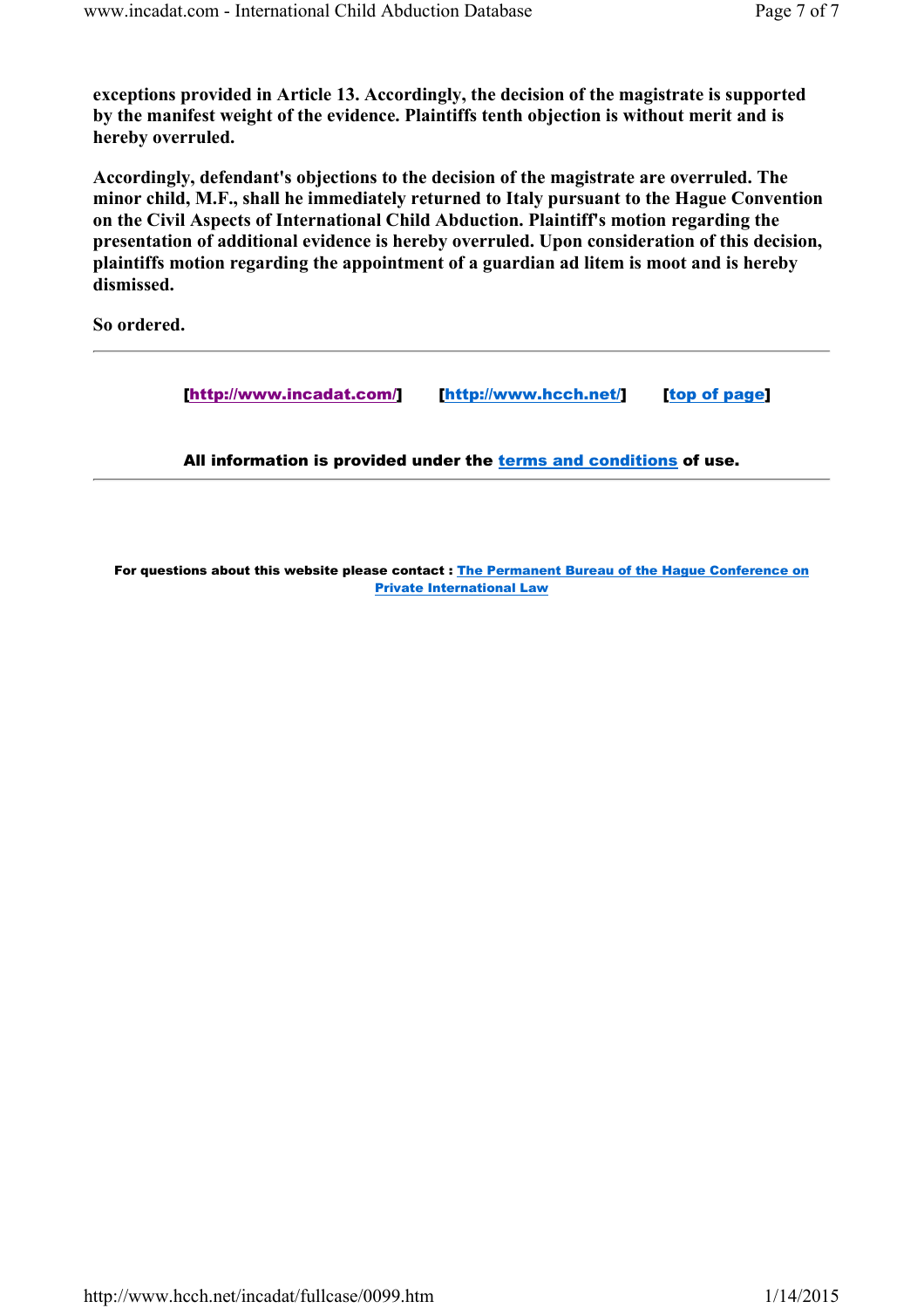**exceptions provided in Article 13. Accordingly, the decision of the magistrate is supported by the manifest weight of the evidence. Plaintiffs tenth objection is without merit and is hereby overruled.**

**Accordingly, defendant's objections to the decision of the magistrate are overruled. The minor child, M.F., shall he immediately returned to Italy pursuant to the Hague Convention on the Civil Aspects of International Child Abduction. Plaintiff's motion regarding the presentation of additional evidence is hereby overruled. Upon consideration of this decision, plaintiffs motion regarding the appointment of a guardian ad litem is moot and is hereby dismissed.**

**So ordered.**

---

**[http://www.incadat.com/] [http://www.hcch.net/] [top of page]**

**All information is provided under the terms and conditions of use.**

---

**For questions about this website please contact : The Permanent Bureau of the Hague Conference on Private International Law**